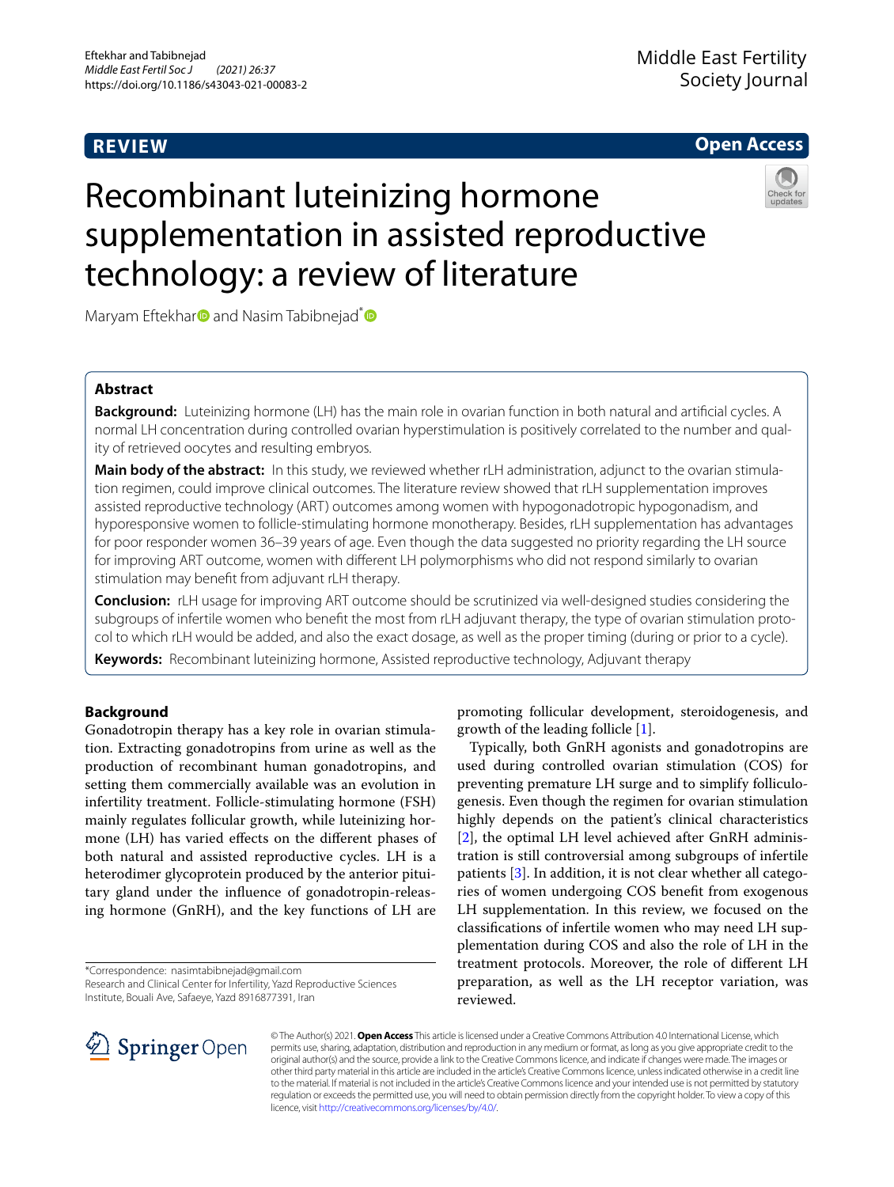**REVIEW** **Open Access**

# Recombinant luteinizing hormone supplementation in assisted reproductive technology: a review of literature

Maryam Eftekhar and Nasim Tabibnejad*

## Abstract

**Background:** Luteinizing hormone (LH) has the main role in ovarian function in both natural and artificial cycles. A normal LH concentration during controlled ovarian hyperstimulation is positively correlated to the number and quality of retrieved oocytes and resulting embryos.

**Main body of the abstract:** In this study, we reviewed whether rLH administration, adjunct to the ovarian stimulation regimen, could improve clinical outcomes. The literature review showed that rLH supplementation improves assisted reproductive technology (ART) outcomes among women with hypogonadotropic hypogonadism, and hyporesponsive women to follicle-stimulating hormone monotherapy. Besides, rLH supplementation has advantages for poor responder women 36–39 years of age. Even though the data suggested no priority regarding the LH source for improving ART outcome, women with different LH polymorphisms who did not respond similarly to ovarian stimulation may benefit from adjuvant rLH therapy.

**Conclusion:** rLH usage for improving ART outcome should be scrutinized via well-designed studies considering the subgroups of infertile women who benefit the most from rLH adjuvant therapy, the type of ovarian stimulation protocol to which rLH would be added, and also the exact dosage, as well as the proper timing (during or prior to a cycle).

**Keywords:** Recombinant luteinizing hormone, Assisted reproductive technology, Adjuvant therapy

## Background

Gonadotropin therapy has a key role in ovarian stimulation. Extracting gonadotropins from urine as well as the production of recombinant human gonadotropins, and setting them commercially available was an evolution in infertility treatment. Follicle-stimulating hormone (FSH) mainly regulates follicular growth, while luteinizing hormone (LH) has varied effects on the different phases of both natural and assisted reproductive cycles. LH is a heterodimer glycoprotein produced by the anterior pituitary gland under the influence of gonadotropin-releasing hormone (GnRH), and the key functions of LH are promoting follicular development, steroidogenesis, and growth of the leading follicle [1].

Typically, both GnRH agonists and gonadotropins are used during controlled ovarian stimulation (COS) for preventing premature LH surge and to simplify folliculogenesis. Even though the regimen for ovarian stimulation highly depends on the patient's clinical characteristics [2], the optimal LH level achieved after GnRH administration is still controversial among subgroups of infertile patients [3]. In addition, it is not clear whether all categories of women undergoing COS benefit from exogenous LH supplementation. In this review, we focused on the classifications of infertile women who may need LH supplementation during COS and also the role of LH in the treatment protocols. Moreover, the role of different LH preparation, as well as the LH receptor variation, was reviewed.

*Correspondence: nasimtabibnejad@gmail.com
Research and Clinical Center for Infertility, Yazd Reproductive Sciences Institute, Bouali Ave, Safaeye, Yazd 8916877391, Iran

© The Author(s) 2021. **Open Access** This article is licensed under a Creative Commons Attribution 4.0 International License, which permits use, sharing, adaptation, distribution and reproduction in any medium or format, as long as you give appropriate credit to the original author(s) and the source, provide a link to the Creative Commons licence, and indicate if changes were made. The images or other third party material in this article are included in the article's Creative Commons licence, unless indicated otherwise in a credit line to the material. If material is not included in the article's Creative Commons licence and your intended use is not permitted by statutory regulation or exceeds the permitted use, you will need to obtain permission directly from the copyright holder. To view a copy of this licence, visit http://creativecommons.org/licenses/by/4.0/.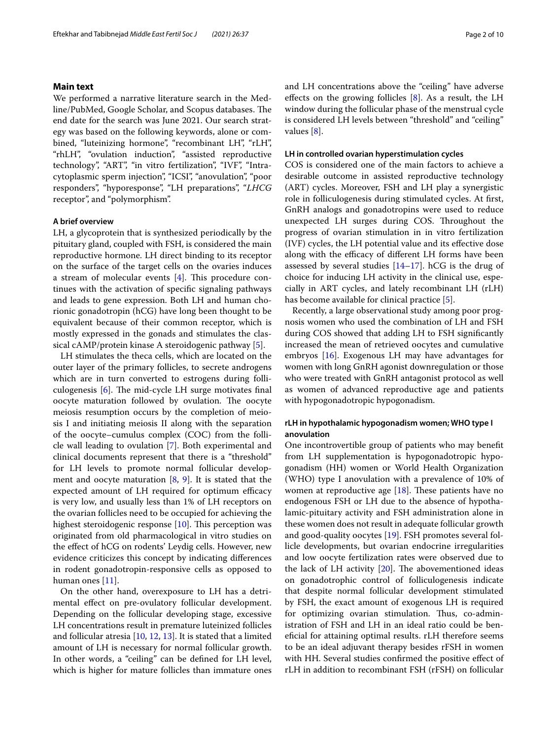## Main text

We performed a narrative literature search in the Medline/PubMed, Google Scholar, and Scopus databases. The end date for the search was June 2021. Our search strategy was based on the following keywords, alone or combined, "luteinizing hormone", "recombinant LH", "rLH", "rhLH", "ovulation induction", "assisted reproductive technology", "ART", "in vitro fertilization", "IVF", "Intracytoplasmic sperm injection", "ICSI", "anovulation", "poor responders", "hyporesponse", "LH preparations", "*LHCG* receptor", and "polymorphism".

### A brief overview

LH, a glycoprotein that is synthesized periodically by the pituitary gland, coupled with FSH, is considered the main reproductive hormone. LH direct binding to its receptor on the surface of the target cells on the ovaries induces a stream of molecular events [4]. This procedure continues with the activation of specific signaling pathways and leads to gene expression. Both LH and human chorionic gonadotropin (hCG) have long been thought to be equivalent because of their common receptor, which is mostly expressed in the gonads and stimulates the classical cAMP/protein kinase A steroidogenic pathway [5].

LH stimulates the theca cells, which are located on the outer layer of the primary follicles, to secrete androgens which are in turn converted to estrogens during folliculogenesis [6]. The mid-cycle LH surge motivates final oocyte maturation followed by ovulation. The oocyte meiosis resumption occurs by the completion of meiosis I and initiating meiosis II along with the separation of the oocyte–cumulus complex (COC) from the follicle wall leading to ovulation [7]. Both experimental and clinical documents represent that there is a "threshold" for LH levels to promote normal follicular development and oocyte maturation [8, 9]. It is stated that the expected amount of LH required for optimum efficacy is very low, and usually less than 1% of LH receptors on the ovarian follicles need to be occupied for achieving the highest steroidogenic response [10]. This perception was originated from old pharmacological in vitro studies on the effect of hCG on rodents' Leydig cells. However, new evidence criticizes this concept by indicating differences in rodent gonadotropin-responsive cells as opposed to human ones [11].

On the other hand, overexposure to LH has a detrimental effect on pre-ovulatory follicular development. Depending on the follicular developing stage, excessive LH concentrations result in premature luteinized follicles and follicular atresia [10, 12, 13]. It is stated that a limited amount of LH is necessary for normal follicular growth. In other words, a "ceiling" can be defined for LH level, which is higher for mature follicles than immature ones and LH concentrations above the "ceiling" have adverse effects on the growing follicles [8]. As a result, the LH window during the follicular phase of the menstrual cycle is considered LH levels between "threshold" and "ceiling" values [8].

### LH in controlled ovarian hyperstimulation cycles

COS is considered one of the main factors to achieve a desirable outcome in assisted reproductive technology (ART) cycles. Moreover, FSH and LH play a synergistic role in folliculogenesis during stimulated cycles. At first, GnRH analogs and gonadotropins were used to reduce unexpected LH surges during COS. Throughout the progress of ovarian stimulation in in vitro fertilization (IVF) cycles, the LH potential value and its effective dose along with the efficacy of different LH forms have been assessed by several studies [14–17]. hCG is the drug of choice for inducing LH activity in the clinical use, especially in ART cycles, and lately recombinant LH (rLH) has become available for clinical practice [5].

Recently, a large observational study among poor prognosis women who used the combination of LH and FSH during COS showed that adding LH to FSH significantly increased the mean of retrieved oocytes and cumulative embryos [16]. Exogenous LH may have advantages for women with long GnRH agonist downregulation or those who were treated with GnRH antagonist protocol as well as women of advanced reproductive age and patients with hypogonadotropic hypogonadism.

### rLH in hypothalamic hypogonadism women; WHO type I anovulation

One incontrovertible group of patients who may benefit from LH supplementation is hypogonadotropic hypogonadism (HH) women or World Health Organization (WHO) type I anovulation with a prevalence of 10% of women at reproductive age [18]. These patients have no endogenous FSH or LH due to the absence of hypothalamic-pituitary activity and FSH administration alone in these women does not result in adequate follicular growth and good-quality oocytes [19]. FSH promotes several follicle developments, but ovarian endocrine irregularities and low oocyte fertilization rates were observed due to the lack of LH activity [20]. The abovementioned ideas on gonadotrophic control of folliculogenesis indicate that despite normal follicular development stimulated by FSH, the exact amount of exogenous LH is required for optimizing ovarian stimulation. Thus, co-administration of FSH and LH in an ideal ratio could be beneficial for attaining optimal results. rLH therefore seems to be an ideal adjuvant therapy besides rFSH in women with HH. Several studies confirmed the positive effect of rLH in addition to recombinant FSH (rFSH) on follicular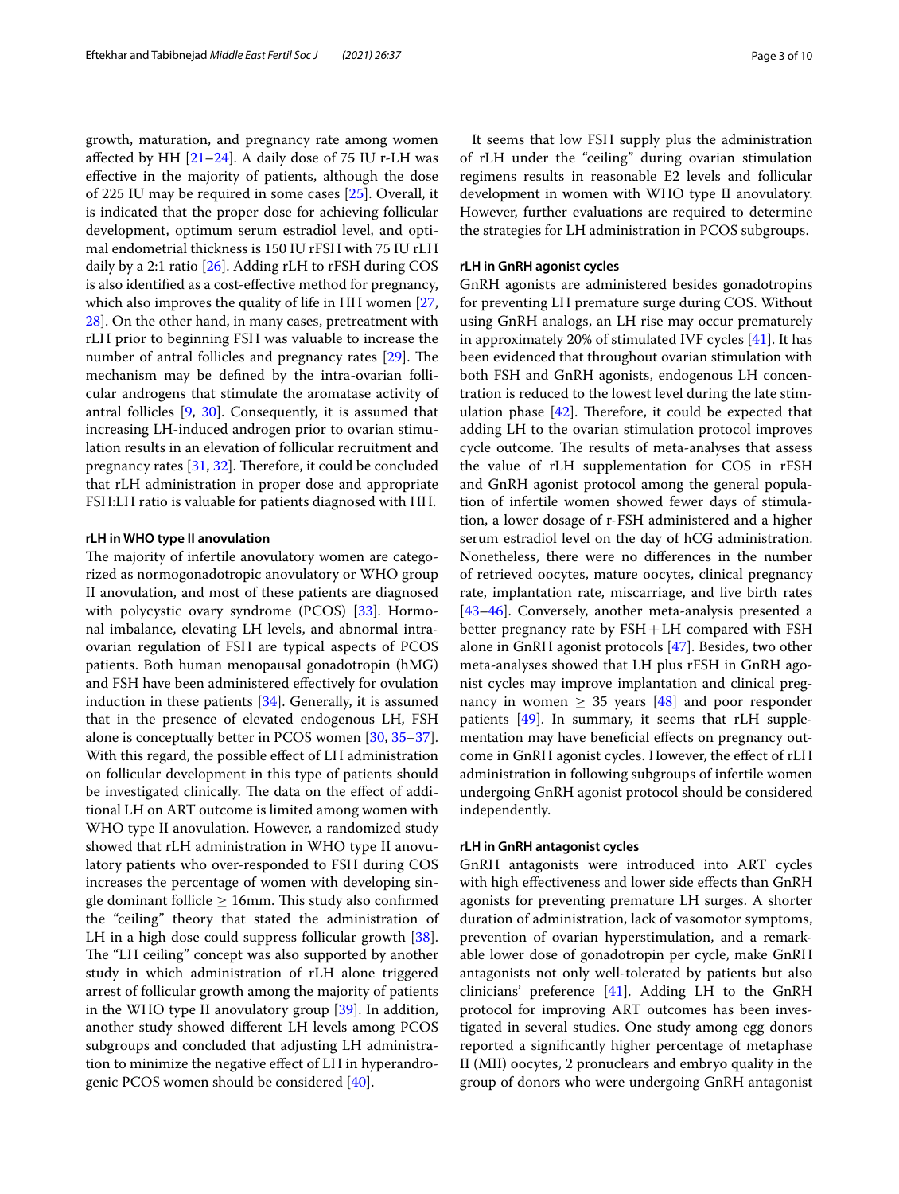growth, maturation, and pregnancy rate among women affected by HH [21–24]. A daily dose of 75 IU r-LH was effective in the majority of patients, although the dose of 225 IU may be required in some cases [25]. Overall, it is indicated that the proper dose for achieving follicular development, optimum serum estradiol level, and optimal endometrial thickness is 150 IU rFSH with 75 IU rLH daily by a 2:1 ratio [26]. Adding rLH to rFSH during COS is also identified as a cost-effective method for pregnancy, which also improves the quality of life in HH women [27, 28]. On the other hand, in many cases, pretreatment with rLH prior to beginning FSH was valuable to increase the number of antral follicles and pregnancy rates [29]. The mechanism may be defined by the intra-ovarian follicular androgens that stimulate the aromatase activity of antral follicles [9, 30]. Consequently, it is assumed that increasing LH-induced androgen prior to ovarian stimulation results in an elevation of follicular recruitment and pregnancy rates [31, 32]. Therefore, it could be concluded that rLH administration in proper dose and appropriate FSH:LH ratio is valuable for patients diagnosed with HH.

#### rLH in WHO type II anovulation

The majority of infertile anovulatory women are categorized as normogonadotropic anovulatory or WHO group II anovulation, and most of these patients are diagnosed with polycystic ovary syndrome (PCOS) [33]. Hormonal imbalance, elevating LH levels, and abnormal intraovarian regulation of FSH are typical aspects of PCOS patients. Both human menopausal gonadotropin (hMG) and FSH have been administered effectively for ovulation induction in these patients [34]. Generally, it is assumed that in the presence of elevated endogenous LH, FSH alone is conceptually better in PCOS women [30, 35–37]. With this regard, the possible effect of LH administration on follicular development in this type of patients should be investigated clinically. The data on the effect of additional LH on ART outcome is limited among women with WHO type II anovulation. However, a randomized study showed that rLH administration in WHO type II anovulatory patients who over-responded to FSH during COS increases the percentage of women with developing single dominant follicle $\geq$ 16mm. This study also confirmed the "ceiling" theory that stated the administration of LH in a high dose could suppress follicular growth [38]. The "LH ceiling" concept was also supported by another study in which administration of rLH alone triggered arrest of follicular growth among the majority of patients in the WHO type II anovulatory group [39]. In addition, another study showed different LH levels among PCOS subgroups and concluded that adjusting LH administration to minimize the negative effect of LH in hyperandrogenic PCOS women should be considered [40].

It seems that low FSH supply plus the administration of rLH under the "ceiling" during ovarian stimulation regimens results in reasonable E2 levels and follicular development in women with WHO type II anovulatory. However, further evaluations are required to determine the strategies for LH administration in PCOS subgroups.

#### rLH in GnRH agonist cycles

GnRH agonists are administered besides gonadotropins for preventing LH premature surge during COS. Without using GnRH analogs, an LH rise may occur prematurely in approximately 20% of stimulated IVF cycles [41]. It has been evidenced that throughout ovarian stimulation with both FSH and GnRH agonists, endogenous LH concentration is reduced to the lowest level during the late stimulation phase [42]. Therefore, it could be expected that adding LH to the ovarian stimulation protocol improves cycle outcome. The results of meta-analyses that assess the value of rLH supplementation for COS in rFSH and GnRH agonist protocol among the general population of infertile women showed fewer days of stimulation, a lower dosage of r-FSH administered and a higher serum estradiol level on the day of hCG administration. Nonetheless, there were no differences in the number of retrieved oocytes, mature oocytes, clinical pregnancy rate, implantation rate, miscarriage, and live birth rates [43–46]. Conversely, another meta-analysis presented a better pregnancy rate by FSH+LH compared with FSH alone in GnRH agonist protocols [47]. Besides, two other meta-analyses showed that LH plus rFSH in GnRH agonist cycles may improve implantation and clinical pregnancy in women $\geq$ 35 years [48] and poor responder patients [49]. In summary, it seems that rLH supplementation may have beneficial effects on pregnancy outcome in GnRH agonist cycles. However, the effect of rLH administration in following subgroups of infertile women undergoing GnRH agonist protocol should be considered independently.

#### rLH in GnRH antagonist cycles

GnRH antagonists were introduced into ART cycles with high effectiveness and lower side effects than GnRH agonists for preventing premature LH surges. A shorter duration of administration, lack of vasomotor symptoms, prevention of ovarian hyperstimulation, and a remarkable lower dose of gonadotropin per cycle, make GnRH antagonists not only well-tolerated by patients but also clinicians' preference [41]. Adding LH to the GnRH protocol for improving ART outcomes has been investigated in several studies. One study among egg donors reported a significantly higher percentage of metaphase II (MII) oocytes, 2 pronuclears and embryo quality in the group of donors who were undergoing GnRH antagonist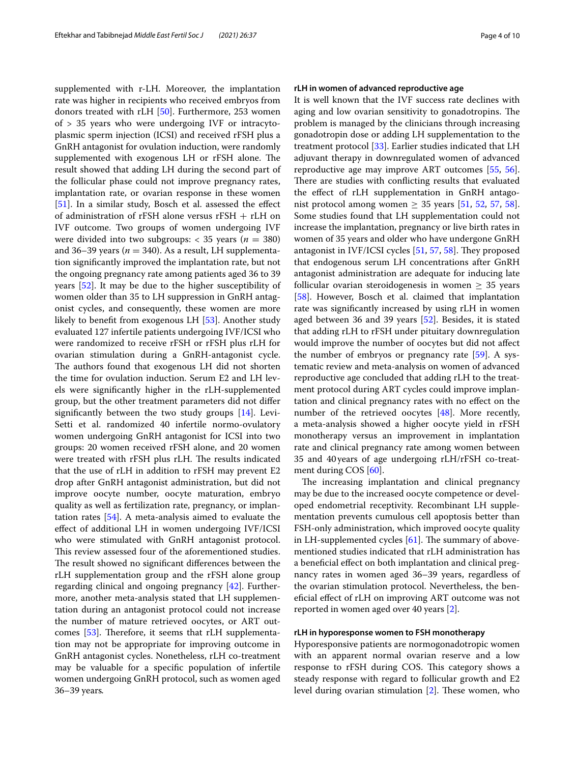supplemented with r-LH. Moreover, the implantation rate was higher in recipients who received embryos from donors treated with rLH [50]. Furthermore, 253 women of > 35 years who were undergoing IVF or intracytoplasmic sperm injection (ICSI) and received rFSH plus a GnRH antagonist for ovulation induction, were randomly supplemented with exogenous LH or rFSH alone. The result showed that adding LH during the second part of the follicular phase could not improve pregnancy rates, implantation rate, or ovarian response in these women [51]. In a similar study, Bosch et al. assessed the effect of administration of rFSH alone versus rFSH + rLH on IVF outcome. Two groups of women undergoing IVF were divided into two subgroups: < 35 years ($n$ = 380) and 36–39 years ($n$ = 340). As a result, LH supplementation significantly improved the implantation rate, but not the ongoing pregnancy rate among patients aged 36 to 39 years [52]. It may be due to the higher susceptibility of women older than 35 to LH suppression in GnRH antagonist cycles, and consequently, these women are more likely to benefit from exogenous LH [53]. Another study evaluated 127 infertile patients undergoing IVF/ICSI who were randomized to receive rFSH or rFSH plus rLH for ovarian stimulation during a GnRH-antagonist cycle. The authors found that exogenous LH did not shorten the time for ovulation induction. Serum E2 and LH levels were significantly higher in the rLH-supplemented group, but the other treatment parameters did not differ significantly between the two study groups [14]. Levi-Setti et al. randomized 40 infertile normo-ovulatory women undergoing GnRH antagonist for ICSI into two groups: 20 women received rFSH alone, and 20 women were treated with rFSH plus rLH. The results indicated that the use of rLH in addition to rFSH may prevent E2 drop after GnRH antagonist administration, but did not improve oocyte number, oocyte maturation, embryo quality as well as fertilization rate, pregnancy, or implantation rates [54]. A meta-analysis aimed to evaluate the effect of additional LH in women undergoing IVF/ICSI who were stimulated with GnRH antagonist protocol. This review assessed four of the aforementioned studies. The result showed no significant differences between the rLH supplementation group and the rFSH alone group regarding clinical and ongoing pregnancy [42]. Furthermore, another meta-analysis stated that LH supplementation during an antagonist protocol could not increase the number of mature retrieved oocytes, or ART outcomes [53]. Therefore, it seems that rLH supplementation may not be appropriate for improving outcome in GnRH antagonist cycles. Nonetheless, rLH co-treatment may be valuable for a specific population of infertile women undergoing GnRH protocol, such as women aged 36–39 years.

### rLH in women of advanced reproductive age

It is well known that the IVF success rate declines with aging and low ovarian sensitivity to gonadotropins. The problem is managed by the clinicians through increasing gonadotropin dose or adding LH supplementation to the treatment protocol [33]. Earlier studies indicated that LH adjuvant therapy in downregulated women of advanced reproductive age may improve ART outcomes [55, 56]. There are studies with conflicting results that evaluated the effect of rLH supplementation in GnRH antagonist protocol among women $\geq$ 35 years [51, 52, 57, 58]. Some studies found that LH supplementation could not increase the implantation, pregnancy or live birth rates in women of 35 years and older who have undergone GnRH antagonist in IVF/ICSI cycles [51, 57, 58]. They proposed that endogenous serum LH concentrations after GnRH antagonist administration are adequate for inducing late follicular ovarian steroidogenesis in women $\geq$ 35 years [58]. However, Bosch et al. claimed that implantation rate was significantly increased by using rLH in women aged between 36 and 39 years [52]. Besides, it is stated that adding rLH to rFSH under pituitary downregulation would improve the number of oocytes but did not affect the number of embryos or pregnancy rate [59]. A systematic review and meta-analysis on women of advanced reproductive age concluded that adding rLH to the treatment protocol during ART cycles could improve implantation and clinical pregnancy rates with no effect on the number of the retrieved oocytes [48]. More recently, a meta-analysis showed a higher oocyte yield in rFSH monotherapy versus an improvement in implantation rate and clinical pregnancy rate among women between 35 and 40 years of age undergoing rLH/rFSH co-treatment during COS [60].

The increasing implantation and clinical pregnancy may be due to the increased oocyte competence or developed endometrial receptivity. Recombinant LH supplementation prevents cumulous cell apoptosis better than FSH-only administration, which improved oocyte quality in LH-supplemented cycles [61]. The summary of above-mentioned studies indicated that rLH administration has a beneficial effect on both implantation and clinical pregnancy rates in women aged 36–39 years, regardless of the ovarian stimulation protocol. Nevertheless, the beneficial effect of rLH on improving ART outcome was not reported in women aged over 40 years [2].

### rLH in hyporesponse women to FSH monotherapy

Hyporesponsive patients are normogonadotropic women with an apparent normal ovarian reserve and a low response to rFSH during COS. This category shows a steady response with regard to follicular growth and E2 level during ovarian stimulation [2]. These women, who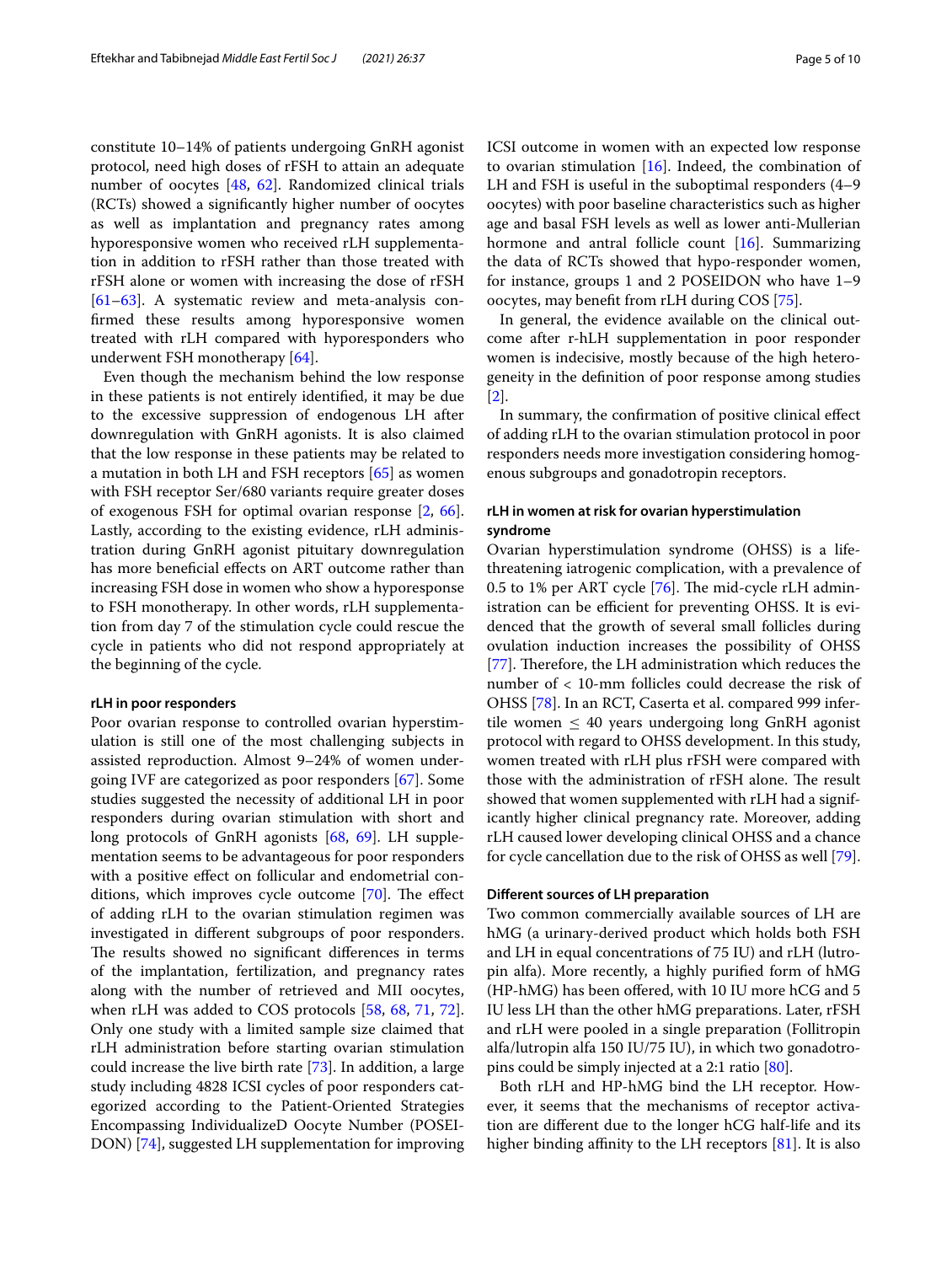constitute 10–14% of patients undergoing GnRH agonist protocol, need high doses of rFSH to attain an adequate number of oocytes [48, 62]. Randomized clinical trials (RCTs) showed a significantly higher number of oocytes as well as implantation and pregnancy rates among hyporesponsive women who received rLH supplementation in addition to rFSH rather than those treated with rFSH alone or women with increasing the dose of rFSH [61–63]. A systematic review and meta-analysis confirmed these results among hyporesponsive women treated with rLH compared with hyporesponders who underwent FSH monotherapy [64].

Even though the mechanism behind the low response in these patients is not entirely identified, it may be due to the excessive suppression of endogenous LH after downregulation with GnRH agonists. It is also claimed that the low response in these patients may be related to a mutation in both LH and FSH receptors [65] as women with FSH receptor Ser/680 variants require greater doses of exogenous FSH for optimal ovarian response [2, 66]. Lastly, according to the existing evidence, rLH administration during GnRH agonist pituitary downregulation has more beneficial effects on ART outcome rather than increasing FSH dose in women who show a hyporesponse to FSH monotherapy. In other words, rLH supplementation from day 7 of the stimulation cycle could rescue the cycle in patients who did not respond appropriately at the beginning of the cycle.

#### rLH in poor responders

Poor ovarian response to controlled ovarian hyperstimulation is still one of the most challenging subjects in assisted reproduction. Almost 9–24% of women undergoing IVF are categorized as poor responders [67]. Some studies suggested the necessity of additional LH in poor responders during ovarian stimulation with short and long protocols of GnRH agonists [68, 69]. LH supplementation seems to be advantageous for poor responders with a positive effect on follicular and endometrial conditions, which improves cycle outcome [70]. The effect of adding rLH to the ovarian stimulation regimen was investigated in different subgroups of poor responders. The results showed no significant differences in terms of the implantation, fertilization, and pregnancy rates along with the number of retrieved and MII oocytes, when rLH was added to COS protocols [58, 68, 71, 72]. Only one study with a limited sample size claimed that rLH administration before starting ovarian stimulation could increase the live birth rate [73]. In addition, a large study including 4828 ICSI cycles of poor responders categorized according to the Patient-Oriented Strategies Encompassing IndividualizeD Oocyte Number (POSEIDON) [74], suggested LH supplementation for improving ICSI outcome in women with an expected low response to ovarian stimulation [16]. Indeed, the combination of LH and FSH is useful in the suboptimal responders (4–9 oocytes) with poor baseline characteristics such as higher age and basal FSH levels as well as lower anti-Mullerian hormone and antral follicle count [16]. Summarizing the data of RCTs showed that hypo-responder women, for instance, groups 1 and 2 POSEIDON who have 1–9 oocytes, may benefit from rLH during COS [75].

In general, the evidence available on the clinical outcome after r-hLH supplementation in poor responder women is indecisive, mostly because of the high heterogeneity in the definition of poor response among studies [2].

In summary, the confirmation of positive clinical effect of adding rLH to the ovarian stimulation protocol in poor responders needs more investigation considering homogenous subgroups and gonadotropin receptors.

#### rLH in women at risk for ovarian hyperstimulation syndrome

Ovarian hyperstimulation syndrome (OHSS) is a life-threatening iatrogenic complication, with a prevalence of 0.5 to 1% per ART cycle [76]. The mid-cycle rLH administration can be efficient for preventing OHSS. It is evidenced that the growth of several small follicles during ovulation induction increases the possibility of OHSS [77]. Therefore, the LH administration which reduces the number of < 10-mm follicles could decrease the risk of OHSS [78]. In an RCT, Caserta et al. compared 999 infertile women $\leq$ 40 years undergoing long GnRH agonist protocol with regard to OHSS development. In this study, women treated with rLH plus rFSH were compared with those with the administration of rFSH alone. The result showed that women supplemented with rLH had a significantly higher clinical pregnancy rate. Moreover, adding rLH caused lower developing clinical OHSS and a chance for cycle cancellation due to the risk of OHSS as well [79].

#### Different sources of LH preparation

Two common commercially available sources of LH are hMG (a urinary-derived product which holds both FSH and LH in equal concentrations of 75 IU) and rLH (lutropin alfa). More recently, a highly purified form of hMG (HP-hMG) has been offered, with 10 IU more hCG and 5 IU less LH than the other hMG preparations. Later, rFSH and rLH were pooled in a single preparation (Follitropin alfa/lutropin alfa 150 IU/75 IU), in which two gonadotropins could be simply injected at a 2:1 ratio [80].

Both rLH and HP-hMG bind the LH receptor. However, it seems that the mechanisms of receptor activation are different due to the longer hCG half-life and its higher binding affinity to the LH receptors [81]. It is also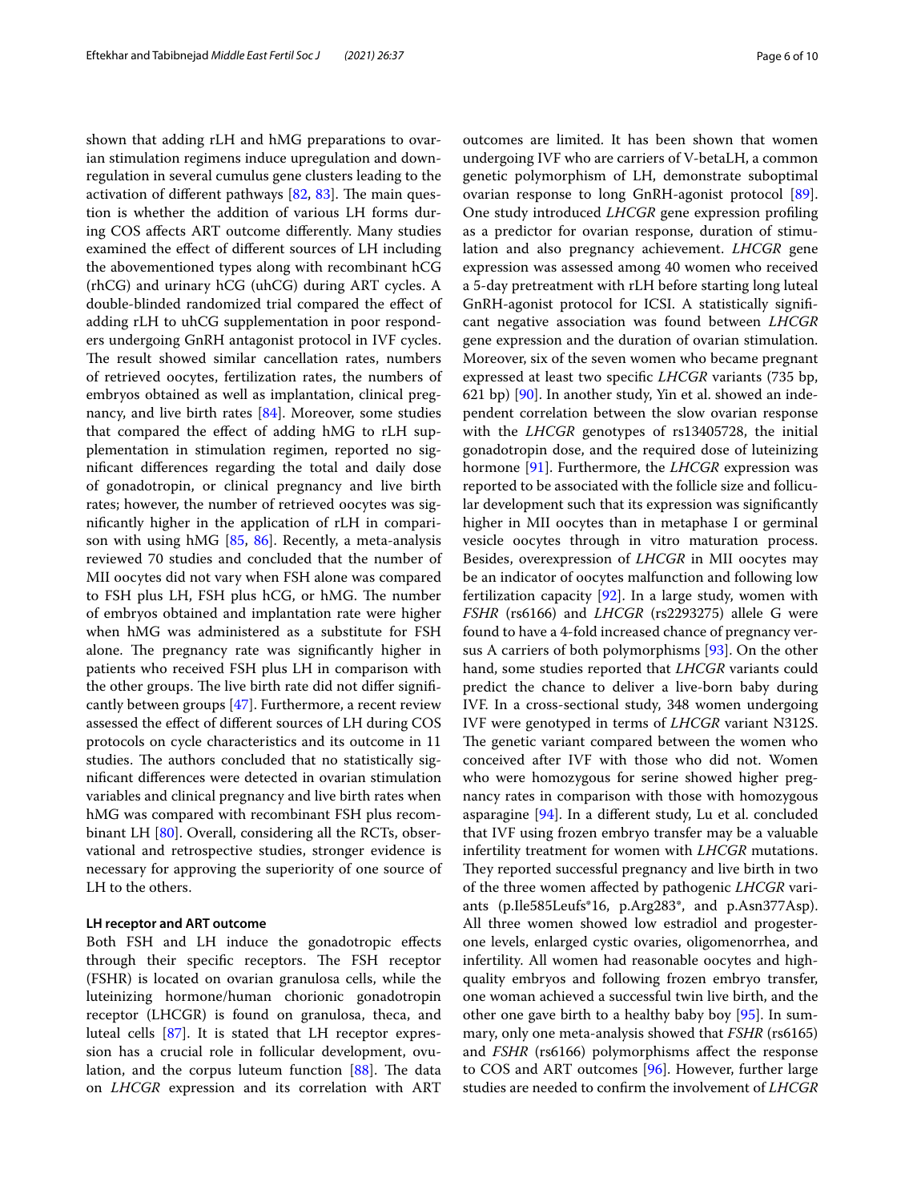shown that adding rLH and hMG preparations to ovarian stimulation regimens induce upregulation and downregulation in several cumulus gene clusters leading to the activation of different pathways [82, 83]. The main question is whether the addition of various LH forms during COS affects ART outcome differently. Many studies examined the effect of different sources of LH including the abovementioned types along with recombinant hCG (rhCG) and urinary hCG (uhCG) during ART cycles. A double-blinded randomized trial compared the effect of adding rLH to uhCG supplementation in poor responders undergoing GnRH antagonist protocol in IVF cycles. The result showed similar cancellation rates, numbers of retrieved oocytes, fertilization rates, the numbers of embryos obtained as well as implantation, clinical pregnancy, and live birth rates [84]. Moreover, some studies that compared the effect of adding hMG to rLH supplementation in stimulation regimen, reported no significant differences regarding the total and daily dose of gonadotropin, or clinical pregnancy and live birth rates; however, the number of retrieved oocytes was significantly higher in the application of rLH in comparison with using hMG [85, 86]. Recently, a meta-analysis reviewed 70 studies and concluded that the number of MII oocytes did not vary when FSH alone was compared to FSH plus LH, FSH plus hCG, or hMG. The number of embryos obtained and implantation rate were higher when hMG was administered as a substitute for FSH alone. The pregnancy rate was significantly higher in patients who received FSH plus LH in comparison with the other groups. The live birth rate did not differ significantly between groups [47]. Furthermore, a recent review assessed the effect of different sources of LH during COS protocols on cycle characteristics and its outcome in 11 studies. The authors concluded that no statistically significant differences were detected in ovarian stimulation variables and clinical pregnancy and live birth rates when hMG was compared with recombinant FSH plus recombinant LH [80]. Overall, considering all the RCTs, observational and retrospective studies, stronger evidence is necessary for approving the superiority of one source of LH to the others.

#### LH receptor and ART outcome

Both FSH and LH induce the gonadotropic effects through their specific receptors. The FSH receptor (FSHR) is located on ovarian granulosa cells, while the luteinizing hormone/human chorionic gonadotropin receptor (LHCGR) is found on granulosa, theca, and luteal cells [87]. It is stated that LH receptor expression has a crucial role in follicular development, ovulation, and the corpus luteum function [88]. The data on *LHCGR* expression and its correlation with ART outcomes are limited. It has been shown that women undergoing IVF who are carriers of V-betaLH, a common genetic polymorphism of LH, demonstrate suboptimal ovarian response to long GnRH-agonist protocol [89]. One study introduced *LHCGR* gene expression profiling as a predictor for ovarian response, duration of stimulation and also pregnancy achievement. *LHCGR* gene expression was assessed among 40 women who received a 5-day pretreatment with rLH before starting long luteal GnRH-agonist protocol for ICSI. A statistically significant negative association was found between *LHCGR* gene expression and the duration of ovarian stimulation. Moreover, six of the seven women who became pregnant expressed at least two specific *LHCGR* variants (735 bp, 621 bp) [90]. In another study, Yin et al. showed an independent correlation between the slow ovarian response with the *LHCGR* genotypes of rs13405728, the initial gonadotropin dose, and the required dose of luteinizing hormone [91]. Furthermore, the *LHCGR* expression was reported to be associated with the follicle size and follicular development such that its expression was significantly higher in MII oocytes than in metaphase I or germinal vesicle oocytes through in vitro maturation process. Besides, overexpression of *LHCGR* in MII oocytes may be an indicator of oocytes malfunction and following low fertilization capacity [92]. In a large study, women with *FSHR* (rs6166) and *LHCGR* (rs2293275) allele G were found to have a 4-fold increased chance of pregnancy versus A carriers of both polymorphisms [93]. On the other hand, some studies reported that *LHCGR* variants could predict the chance to deliver a live-born baby during IVF. In a cross-sectional study, 348 women undergoing IVF were genotyped in terms of *LHCGR* variant N312S. The genetic variant compared between the women who conceived after IVF with those who did not. Women who were homozygous for serine showed higher pregnancy rates in comparison with those with homozygous asparagine [94]. In a different study, Lu et al. concluded that IVF using frozen embryo transfer may be a valuable infertility treatment for women with *LHCGR* mutations. They reported successful pregnancy and live birth in two of the three women affected by pathogenic *LHCGR* variants (p.Ile585Leufs*16, p.Arg283*, and p.Asn377Asp). All three women showed low estradiol and progesterone levels, enlarged cystic ovaries, oligomenorrhea, and infertility. All women had reasonable oocytes and high-quality embryos and following frozen embryo transfer, one woman achieved a successful twin live birth, and the other one gave birth to a healthy baby boy [95]. In summary, only one meta-analysis showed that *FSHR* (rs6165) and *FSHR* (rs6166) polymorphisms affect the response to COS and ART outcomes [96]. However, further large studies are needed to confirm the involvement of *LHCGR*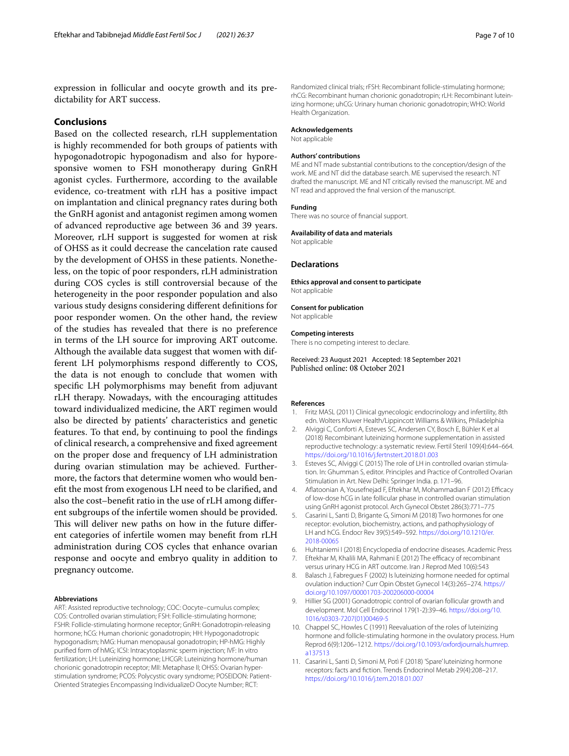expression in follicular and oocyte growth and its predictability for ART success.

## Conclusions

Based on the collected research, rLH supplementation is highly recommended for both groups of patients with hypogonadotropic hypogonadism and also for hyporesponsive women to FSH monotherapy during GnRH agonist cycles. Furthermore, according to the available evidence, co-treatment with rLH has a positive impact on implantation and clinical pregnancy rates during both the GnRH agonist and antagonist regimen among women of advanced reproductive age between 36 and 39 years. Moreover, rLH support is suggested for women at risk of OHSS as it could decrease the cancelation rate caused by the development of OHSS in these patients. Nonetheless, on the topic of poor responders, rLH administration during COS cycles is still controversial because of the heterogeneity in the poor responder population and also various study designs considering different definitions for poor responder women. On the other hand, the review of the studies has revealed that there is no preference in terms of the LH source for improving ART outcome. Although the available data suggest that women with different LH polymorphisms respond differently to COS, the data is not enough to conclude that women with specific LH polymorphisms may benefit from adjuvant rLH therapy. Nowadays, with the encouraging attitudes toward individualized medicine, the ART regimen would also be directed by patients' characteristics and genetic features. To that end, by continuing to pool the findings of clinical research, a comprehensive and fixed agreement on the proper dose and frequency of LH administration during ovarian stimulation may be achieved. Furthermore, the factors that determine women who would benefit the most from exogenous LH need to be clarified, and also the cost–benefit ratio in the use of rLH among different subgroups of the infertile women should be provided. This will deliver new paths on how in the future different categories of infertile women may benefit from rLH administration during COS cycles that enhance ovarian response and oocyte and embryo quality in addition to pregnancy outcome.

#### Abbreviations

ART: Assisted reproductive technology; COC: Oocyte–cumulus complex; COS: Controlled ovarian stimulation; FSH: Follicle-stimulating hormone; FSHR: Follicle-stimulating hormone receptor; GnRH: Gonadotropin-releasing hormone; hCG: Human chorionic gonadotropin; HH: Hypogonadotropic hypogonadism; hMG: Human menopausal gonadotropin; HP-hMG: Highly purified form of hMG; ICSI: Intracytoplasmic sperm injection; IVF: In vitro fertilization; LH: Luteinizing hormone; LHCGR: Luteinizing hormone/human chorionic gonadotropin receptor; MII: Metaphase II; OHSS: Ovarian hyperstimulation syndrome; PCOS: Polycystic ovary syndrome; POSEIDON: Patient-Oriented Strategies Encompassing IndividualizeD Oocyte Number; RCT: Randomized clinical trials; rFSH: Recombinant follicle-stimulating hormone; rhCG: Recombinant human chorionic gonadotropin; rLH: Recombinant luteinizing hormone; uhCG: Urinary human chorionic gonadotropin; WHO: World Health Organization.

#### Acknowledgements

Not applicable

#### Authors' contributions

ME and NT made substantial contributions to the conception/design of the work. ME and NT did the database search. ME supervised the research. NT drafted the manuscript. ME and NT critically revised the manuscript. ME and NT read and approved the final version of the manuscript.

#### Funding

There was no source of financial support.

#### Availability of data and materials

Not applicable

### Declarations

#### Ethics approval and consent to participate

Not applicable

#### Consent for publication

Not applicable

#### Competing interests

There is no competing interest to declare.

Received: 23 August 2021 Accepted: 18 September 2021
Published online: 08 October 2021

#### References

1. Fritz MASL (2011) Clinical gynecologic endocrinology and infertility, 8th edn. Wolters Kluwer Health/Lippincott Williams & Wilkins, Philadelphia
2. Alviggi C, Conforti A, Esteves SC, Andersen CY, Bosch E, Bühler K et al (2018) Recombinant luteinizing hormone supplementation in assisted reproductive technology: a systematic review. Fertil Steril 109(4):644–664. https://doi.org/10.1016/j.fertnstert.2018.01.003
3. Esteves SC, Alviggi C (2015) The role of LH in controlled ovarian stimulation. In: Ghumman S, editor. Principles and Practice of Controlled Ovarian Stimulation in Art. New Delhi: Springer India. p. 171–96.
4. Aflatoonian A, Yousefnejad F, Eftekhar M, Mohammadian F (2012) Efficacy of low-dose hCG in late follicular phase in controlled ovarian stimulation using GnRH agonist protocol. Arch Gynecol Obstet 286(3):771–775
5. Casarini L, Santi D, Brigante G, Simoni M (2018) Two hormones for one receptor: evolution, biochemistry, actions, and pathophysiology of LH and hCG. Endocr Rev 39(5):549–592. https://doi.org/10.1210/er.2018-00065
6. Huhtaniemi I (2018) Encyclopedia of endocrine diseases. Academic Press
7. Eftekhar M, Khalili MA, Rahmani E (2012) The efficacy of recombinant versus urinary HCG in ART outcome. Iran J Reprod Med 10(6):543
8. Balasch J, Fabregues F (2002) Is luteinizing hormone needed for optimal ovulation induction? Curr Opin Obstet Gynecol 14(3):265–274. https://doi.org/10.1097/00001703-200206000-00004
9. Hillier SG (2001) Gonadotropic control of ovarian follicular growth and development. Mol Cell Endocrinol 179(1-2):39–46. https://doi.org/10.1016/s0303-7207(01)00469-5
10. Chappel SC, Howles C (1991) Reevaluation of the roles of luteinizing hormone and follicle-stimulating hormone in the ovulatory process. Hum Reprod 6(9):1206–1212. https://doi.org/10.1093/oxfordjournals.humrep.a137513
11. Casarini L, Santi D, Simoni M, Potì F (2018) 'Spare' luteinizing hormone receptors: facts and fiction. Trends Endocrinol Metab 29(4):208–217. https://doi.org/10.1016/j.tem.2018.01.007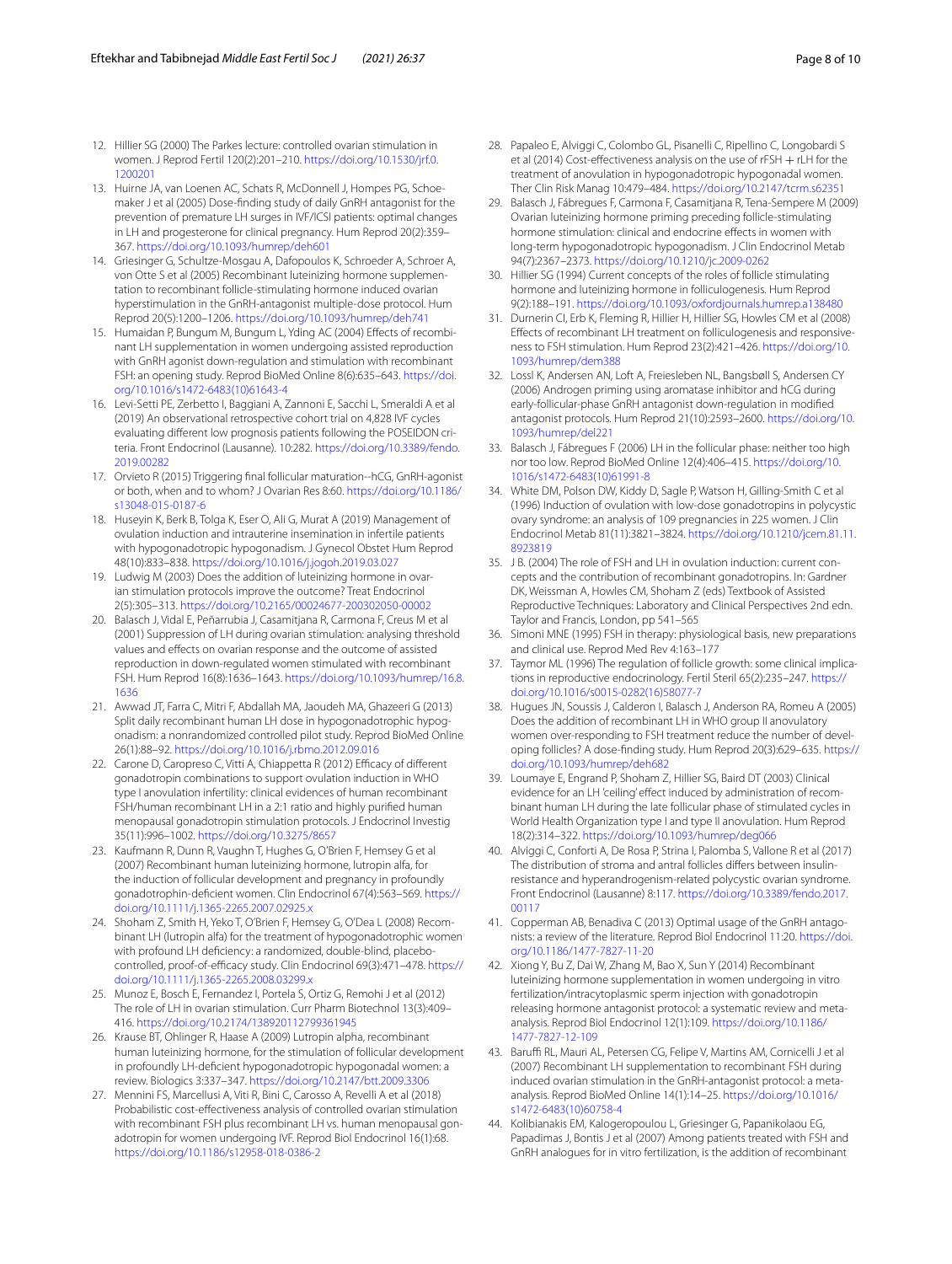12. Hillier SG (2000) The Parkes lecture: controlled ovarian stimulation in women. J Reprod Fertil 120(2):201–210. https://doi.org/10.1530/jrf.0.1200201
13. Huirne JA, van Loenen AC, Schats R, McDonnell J, Hompes PG, Schoemaker J et al (2005) Dose-finding study of daily GnRH antagonist for the prevention of premature LH surges in IVF/ICSI patients: optimal changes in LH and progesterone for clinical pregnancy. Hum Reprod 20(2):359–367. https://doi.org/10.1093/humrep/deh601
14. Griesinger G, Schultze-Mosgau A, Dafopoulos K, Schroeder A, Schroer A, von Otte S et al (2005) Recombinant luteinizing hormone supplementation to recombinant follicle-stimulating hormone induced ovarian hyperstimulation in the GnRH-antagonist multiple-dose protocol. Hum Reprod 20(5):1200–1206. https://doi.org/10.1093/humrep/deh741
15. Humaidan P, Bungum M, Bungum L, Yding AC (2004) Effects of recombinant LH supplementation in women undergoing assisted reproduction with GnRH agonist down-regulation and stimulation with recombinant FSH: an opening study. Reprod BioMed Online 8(6):635–643. https://doi.org/10.1016/s1472-6483(10)61643-4
16. Levi-Setti PE, Zerbetto I, Baggiani A, Zannoni E, Sacchi L, Smeraldi A et al (2019) An observational retrospective cohort trial on 4,828 IVF cycles evaluating different low prognosis patients following the POSEIDON criteria. Front Endocrinol (Lausanne). 10:282. https://doi.org/10.3389/fendo.2019.00282
17. Orvieto R (2015) Triggering final follicular maturation--hCG, GnRH-agonist or both, when and to whom? J Ovarian Res 8:60. https://doi.org/10.1186/s13048-015-0187-6
18. Huseyin K, Berk B, Tolga K, Eser O, Ali G, Murat A (2019) Management of ovulation induction and intrauterine insemination in infertile patients with hypogonadotropic hypogonadism. J Gynecol Obstet Hum Reprod 48(10):833–838. https://doi.org/10.1016/j.jogoh.2019.03.027
19. Ludwig M (2003) Does the addition of luteinizing hormone in ovarian stimulation protocols improve the outcome? Treat Endocrinol 2(5):305–313. https://doi.org/10.2165/00024677-200302050-00002
20. Balasch J, Vidal E, Peñarrubia J, Casamitjana R, Carmona F, Creus M et al (2001) Suppression of LH during ovarian stimulation: analysing threshold values and effects on ovarian response and the outcome of assisted reproduction in down-regulated women stimulated with recombinant FSH. Hum Reprod 16(8):1636–1643. https://doi.org/10.1093/humrep/16.8.1636
21. Awwad JT, Farra C, Mitri F, Abdallah MA, Jaoudeh MA, Ghazeeri G (2013) Split daily recombinant human LH dose in hypogonadotrophic hypogonadism: a nonrandomized controlled pilot study. Reprod BioMed Online 26(1):88–92. https://doi.org/10.1016/j.rbmo.2012.09.016
22. Carone D, Caropreso C, Vitti A, Chiappetta R (2012) Efficacy of different gonadotropin combinations to support ovulation induction in WHO type I anovulation infertility: clinical evidences of human recombinant FSH/human recombinant LH in a 2:1 ratio and highly purified human menopausal gonadotropin stimulation protocols. J Endocrinol Investig 35(11):996–1002. https://doi.org/10.3275/8657
23. Kaufmann R, Dunn R, Vaughn T, Hughes G, O'Brien F, Hemsey G et al (2007) Recombinant human luteinizing hormone, lutropin alfa, for the induction of follicular development and pregnancy in profoundly gonadotrophin-deficient women. Clin Endocrinol 67(4):563–569. https://doi.org/10.1111/j.1365-2265.2007.02925.x
24. Shoham Z, Smith H, Yeko T, O'Brien F, Hemsey G, O'Dea L (2008) Recombinant LH (lutropin alfa) for the treatment of hypogonadotrophic women with profound LH deficiency: a randomized, double-blind, placebo-controlled, proof-of-efficacy study. Clin Endocrinol 69(3):471–478. https://doi.org/10.1111/j.1365-2265.2008.03299.x
25. Munoz E, Bosch E, Fernandez I, Portela S, Ortiz G, Remohi J et al (2012) The role of LH in ovarian stimulation. Curr Pharm Biotechnol 13(3):409–416. https://doi.org/10.2174/138920112799361945
26. Krause BT, Ohlinger R, Haase A (2009) Lutropin alpha, recombinant human luteinizing hormone, for the stimulation of follicular development in profoundly LH-deficient hypogonadotropic hypogonadal women: a review. Biologics 3:337–347. https://doi.org/10.2147/btt.2009.3306
27. Mennini FS, Marcellusi A, Viti R, Bini C, Carosso A, Revelli A et al (2018) Probabilistic cost-effectiveness analysis of controlled ovarian stimulation with recombinant FSH plus recombinant LH vs. human menopausal gonadotropin for women undergoing IVF. Reprod Biol Endocrinol 16(1):68. https://doi.org/10.1186/s12958-018-0386-2
28. Papaleo E, Alviggi C, Colombo GL, Pisanelli C, Ripellino C, Longobardi S et al (2014) Cost-effectiveness analysis on the use of rFSH + rLH for the treatment of anovulation in hypogonadotropic hypogonadal women. Ther Clin Risk Manag 10:479–484. https://doi.org/10.2147/tcrm.s62351
29. Balasch J, Fábregues F, Carmona F, Casamitjana R, Tena-Sempere M (2009) Ovarian luteinizing hormone priming preceding follicle-stimulating hormone stimulation: clinical and endocrine effects in women with long-term hypogonadotropic hypogonadism. J Clin Endocrinol Metab 94(7):2367–2373. https://doi.org/10.1210/jc.2009-0262
30. Hillier SG (1994) Current concepts of the roles of follicle stimulating hormone and luteinizing hormone in folliculogenesis. Hum Reprod 9(2):188–191. https://doi.org/10.1093/oxfordjournals.humrep.a138480
31. Durnerin CI, Erb K, Fleming R, Hillier H, Hillier SG, Howles CM et al (2008) Effects of recombinant LH treatment on folliculogenesis and responsiveness to FSH stimulation. Hum Reprod 23(2):421–426. https://doi.org/10.1093/humrep/dem388
32. Lossl K, Andersen AN, Loft A, Freiesleben NL, Bangsbøll S, Andersen CY (2006) Androgen priming using aromatase inhibitor and hCG during early-follicular-phase GnRH antagonist down-regulation in modified antagonist protocols. Hum Reprod 21(10):2593–2600. https://doi.org/10.1093/humrep/del221
33. Balasch J, Fábregues F (2006) LH in the follicular phase: neither too high nor too low. Reprod BioMed Online 12(4):406–415. https://doi.org/10.1016/s1472-6483(10)61991-8
34. White DM, Polson DW, Kiddy D, Sagle P, Watson H, Gilling-Smith C et al (1996) Induction of ovulation with low-dose gonadotropins in polycystic ovary syndrome: an analysis of 109 pregnancies in 225 women. J Clin Endocrinol Metab 81(11):3821–3824. https://doi.org/10.1210/jcem.81.11.8923819
35. J B. (2004) The role of FSH and LH in ovulation induction: current concepts and the contribution of recombinant gonadotropins. In: Gardner DK, Weissman A, Howles CM, Shoham Z (eds) Textbook of Assisted Reproductive Techniques: Laboratory and Clinical Perspectives 2nd edn. Taylor and Francis, London, pp 541–565
36. Simoni MNE (1995) FSH in therapy: physiological basis, new preparations and clinical use. Reprod Med Rev 4:163–177
37. Taymor ML (1996) The regulation of follicle growth: some clinical implications in reproductive endocrinology. Fertil Steril 65(2):235–247. https://doi.org/10.1016/s0015-0282(16)58077-7
38. Hugues JN, Soussis J, Calderon I, Balasch J, Anderson RA, Romeu A (2005) Does the addition of recombinant LH in WHO group II anovulatory women over-responding to FSH treatment reduce the number of developing follicles? A dose-finding study. Hum Reprod 20(3):629–635. https://doi.org/10.1093/humrep/deh682
39. Loumaye E, Engrand P, Shoham Z, Hillier SG, Baird DT (2003) Clinical evidence for an LH 'ceiling' effect induced by administration of recombinant human LH during the late follicular phase of stimulated cycles in World Health Organization type I and type II anovulation. Hum Reprod 18(2):314–322. https://doi.org/10.1093/humrep/deg066
40. Alviggi C, Conforti A, De Rosa P, Strina I, Palomba S, Vallone R et al (2017) The distribution of stroma and antral follicles differs between insulin-resistance and hyperandrogenism-related polycystic ovarian syndrome. Front Endocrinol (Lausanne) 8:117. https://doi.org/10.3389/fendo.2017.00117
41. Copperman AB, Benadiva C (2013) Optimal usage of the GnRH antagonists: a review of the literature. Reprod Biol Endocrinol 11:20. https://doi.org/10.1186/1477-7827-11-20
42. Xiong Y, Bu Z, Dai W, Zhang M, Bao X, Sun Y (2014) Recombinant luteinizing hormone supplementation in women undergoing in vitro fertilization/intracytoplasmic sperm injection with gonadotropin releasing hormone antagonist protocol: a systematic review and meta-analysis. Reprod Biol Endocrinol 12(1):109. https://doi.org/10.1186/1477-7827-12-109
43. Baruffi RL, Mauri AL, Petersen CG, Felipe V, Martins AM, Cornicelli J et al (2007) Recombinant LH supplementation to recombinant FSH during induced ovarian stimulation in the GnRH-antagonist protocol: a meta-analysis. Reprod BioMed Online 14(1):14–25. https://doi.org/10.1016/s1472-6483(10)60758-4
44. Kolibianakis EM, Kalogeropoulou L, Griesinger G, Papanikolaou EG, Papadimas J, Bontis J et al (2007) Among patients treated with FSH and GnRH analogues for in vitro fertilization, is the addition of recombinant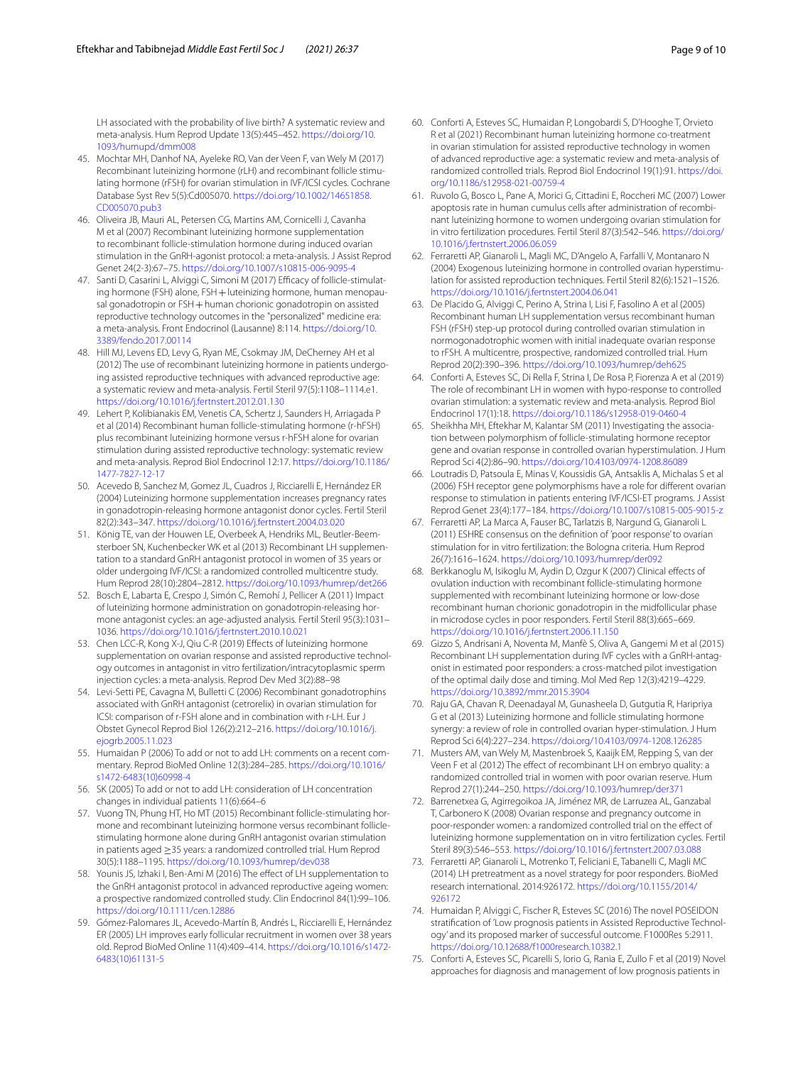LH associated with the probability of live birth? A systematic review and meta-analysis. Hum Reprod Update 13(5):445–452. https://doi.org/10.1093/humupd/dmm008

45. Mochtar MH, Danhof NA, Ayeleke RO, Van der Veen F, van Wely M (2017) Recombinant luteinizing hormone (rLH) and recombinant follicle stimulating hormone (rFSH) for ovarian stimulation in IVF/ICSI cycles. Cochrane Database Syst Rev 5(5):Cd005070. https://doi.org/10.1002/14651858.CD005070.pub3
46. Oliveira JB, Mauri AL, Petersen CG, Martins AM, Cornicelli J, Cavanha M et al (2007) Recombinant luteinizing hormone supplementation to recombinant follicle-stimulation hormone during induced ovarian stimulation in the GnRH-agonist protocol: a meta-analysis. J Assist Reprod Genet 24(2-3):67–75. https://doi.org/10.1007/s10815-006-9095-4
47. Santi D, Casarini L, Alviggi C, Simoni M (2017) Efficacy of follicle-stimulating hormone (FSH) alone, FSH + luteinizing hormone, human menopausal gonadotropin or FSH + human chorionic gonadotropin on assisted reproductive technology outcomes in the "personalized" medicine era: a meta-analysis. Front Endocrinol (Lausanne) 8:114. https://doi.org/10.3389/fendo.2017.00114
48. Hill MJ, Levens ED, Levy G, Ryan ME, Csokmay JM, DeCherney AH et al (2012) The use of recombinant luteinizing hormone in patients undergoing assisted reproductive techniques with advanced reproductive age: a systematic review and meta-analysis. Fertil Steril 97(5):1108–1114.e1. https://doi.org/10.1016/j.fertnstert.2012.01.130
49. Lehert P, Kolibianakis EM, Venetis CA, Schertz J, Saunders H, Arriagada P et al (2014) Recombinant human follicle-stimulating hormone (r-hFSH) plus recombinant luteinizing hormone versus r-hFSH alone for ovarian stimulation during assisted reproductive technology: systematic review and meta-analysis. Reprod Biol Endocrinol 12:17. https://doi.org/10.1186/1477-7827-12-17
50. Acevedo B, Sanchez M, Gomez JL, Cuadros J, Ricciarelli E, Hernández ER (2004) Luteinizing hormone supplementation increases pregnancy rates in gonadotropin-releasing hormone antagonist donor cycles. Fertil Steril 82(2):343–347. https://doi.org/10.1016/j.fertnstert.2004.03.020
51. König TE, van der Houwen LE, Overbeek A, Hendriks ML, Beutler-Beemsterboer SN, Kuchenbecker WK et al (2013) Recombinant LH supplementation to a standard GnRH antagonist protocol in women of 35 years or older undergoing IVF/ICSI: a randomized controlled multicentre study. Hum Reprod 28(10):2804–2812. https://doi.org/10.1093/humrep/det266
52. Bosch E, Labarta E, Crespo J, Simón C, Remohí J, Pellicer A (2011) Impact of luteinizing hormone administration on gonadotropin-releasing hormone antagonist cycles: an age-adjusted analysis. Fertil Steril 95(3):1031–1036. https://doi.org/10.1016/j.fertnstert.2010.10.021
53. Chen LCC-R, Kong X-J, Qiu C-R (2019) Effects of luteinizing hormone supplementation on ovarian response and assisted reproductive technology outcomes in antagonist in vitro fertilization/intracytoplasmic sperm injection cycles: a meta-analysis. Reprod Dev Med 3(2):88–98
54. Levi-Setti PE, Cavagna M, Bulletti C (2006) Recombinant gonadotrophins associated with GnRH antagonist (cetrorelix) in ovarian stimulation for ICSI: comparison of r-FSH alone and in combination with r-LH. Eur J Obstet Gynecol Reprod Biol 126(2):212–216. https://doi.org/10.1016/j.ejogrb.2005.11.023
55. Humaidan P (2006) To add or not to add LH: comments on a recent commentary. Reprod BioMed Online 12(3):284–285. https://doi.org/10.1016/s1472-6483(10)60998-4
56. SK (2005) To add or not to add LH: consideration of LH concentration changes in individual patients 11(6):664–6
57. Vuong TN, Phung HT, Ho MT (2015) Recombinant follicle-stimulating hormone and recombinant luteinizing hormone versus recombinant follicle-stimulating hormone alone during GnRH antagonist ovarian stimulation in patients aged ≥35 years: a randomized controlled trial. Hum Reprod 30(5):1188–1195. https://doi.org/10.1093/humrep/dev038
58. Younis JS, Izhaki I, Ben-Ami M (2016) The effect of LH supplementation to the GnRH antagonist protocol in advanced reproductive ageing women: a prospective randomized controlled study. Clin Endocrinol 84(1):99–106. https://doi.org/10.1111/cen.12886
59. Gómez-Palomares JL, Acevedo-Martín B, Andrés L, Ricciarelli E, Hernández ER (2005) LH improves early follicular recruitment in women over 38 years old. Reprod BioMed Online 11(4):409–414. https://doi.org/10.1016/s1472-6483(10)61131-5
60. Conforti A, Esteves SC, Humaidan P, Longobardi S, D'Hooghe T, Orvieto R et al (2021) Recombinant human luteinizing hormone co-treatment in ovarian stimulation for assisted reproductive technology in women of advanced reproductive age: a systematic review and meta-analysis of randomized controlled trials. Reprod Biol Endocrinol 19(1):91. https://doi.org/10.1186/s12958-021-00759-4
61. Ruvolo G, Bosco L, Pane A, Morici G, Cittadini E, Roccheri MC (2007) Lower apoptosis rate in human cumulus cells after administration of recombinant luteinizing hormone to women undergoing ovarian stimulation for in vitro fertilization procedures. Fertil Steril 87(3):542–546. https://doi.org/10.1016/j.fertnstert.2006.06.059
62. Ferraretti AP, Gianaroli L, Magli MC, D'Angelo A, Farfalli V, Montanaro N (2004) Exogenous luteinizing hormone in controlled ovarian hyperstimulation for assisted reproduction techniques. Fertil Steril 82(6):1521–1526. https://doi.org/10.1016/j.fertnstert.2004.06.041
63. De Placido G, Alviggi C, Perino A, Strina I, Lisi F, Fasolino A et al (2005) Recombinant human LH supplementation versus recombinant human FSH (rFSH) step-up protocol during controlled ovarian stimulation in normogonadotrophic women with initial inadequate ovarian response to rFSH. A multicentre, prospective, randomized controlled trial. Hum Reprod 20(2):390–396. https://doi.org/10.1093/humrep/deh625
64. Conforti A, Esteves SC, Di Rella F, Strina I, De Rosa P, Fiorenza A et al (2019) The role of recombinant LH in women with hypo-response to controlled ovarian stimulation: a systematic review and meta-analysis. Reprod Biol Endocrinol 17(1):18. https://doi.org/10.1186/s12958-019-0460-4
65. Sheikhha MH, Eftekhar M, Kalantar SM (2011) Investigating the association between polymorphism of follicle-stimulating hormone receptor gene and ovarian response in controlled ovarian hyperstimulation. J Hum Reprod Sci 4(2):86–90. https://doi.org/10.4103/0974-1208.86089
66. Loutradis D, Patsoula E, Minas V, Koussidis GA, Antsaklis A, Michalas S et al (2006) FSH receptor gene polymorphisms have a role for different ovarian response to stimulation in patients entering IVF/ICSI-ET programs. J Assist Reprod Genet 23(4):177–184. https://doi.org/10.1007/s10815-005-9015-z
67. Ferraretti AP, La Marca A, Fauser BC, Tarlatzis B, Nargund G, Gianaroli L (2011) ESHRE consensus on the definition of 'poor response' to ovarian stimulation for in vitro fertilization: the Bologna criteria. Hum Reprod 26(7):1616–1624. https://doi.org/10.1093/humrep/der092
68. Berkkanoglu M, Isikoglu M, Aydin D, Ozgur K (2007) Clinical effects of ovulation induction with recombinant follicle-stimulating hormone supplemented with recombinant luteinizing hormone or low-dose recombinant human chorionic gonadotropin in the midfollicular phase in microdose cycles in poor responders. Fertil Steril 88(3):665–669. https://doi.org/10.1016/j.fertnstert.2006.11.150
69. Gizzo S, Andrisani A, Noventa M, Manfè S, Oliva A, Gangemi M et al (2015) Recombinant LH supplementation during IVF cycles with a GnRH-antagonist in estimated poor responders: a cross-matched pilot investigation of the optimal daily dose and timing. Mol Med Rep 12(3):4219–4229. https://doi.org/10.3892/mmr.2015.3904
70. Raju GA, Chavan R, Deenadayal M, Gunasheela D, Gutgutia R, Haripriya G et al (2013) Luteinizing hormone and follicle stimulating hormone synergy: a review of role in controlled ovarian hyper-stimulation. J Hum Reprod Sci 6(4):227–234. https://doi.org/10.4103/0974-1208.126285
71. Musters AM, van Wely M, Mastenbroek S, Kaaijk EM, Repping S, van der Veen F et al (2012) The effect of recombinant LH on embryo quality: a randomized controlled trial in women with poor ovarian reserve. Hum Reprod 27(1):244–250. https://doi.org/10.1093/humrep/der371
72. Barrenetxea G, Agirregoikoa JA, Jiménez MR, de Larruzea AL, Ganzabal T, Carbonero K (2008) Ovarian response and pregnancy outcome in poor-responder women: a randomized controlled trial on the effect of luteinizing hormone supplementation on in vitro fertilization cycles. Fertil Steril 89(3):546–553. https://doi.org/10.1016/j.fertnstert.2007.03.088
73. Ferraretti AP, Gianaroli L, Motrenko T, Feliciani E, Tabanelli C, Magli MC (2014) LH pretreatment as a novel strategy for poor responders. BioMed research international. 2014:926172. https://doi.org/10.1155/2014/926172
74. Humaidan P, Alviggi C, Fischer R, Esteves SC (2016) The novel POSEIDON stratification of 'Low prognosis patients in Assisted Reproductive Technology' and its proposed marker of successful outcome. F1000Res 5:2911. https://doi.org/10.12688/f1000research.10382.1
75. Conforti A, Esteves SC, Picarelli S, Iorio G, Rania E, Zullo F et al (2019) Novel approaches for diagnosis and management of low prognosis patients in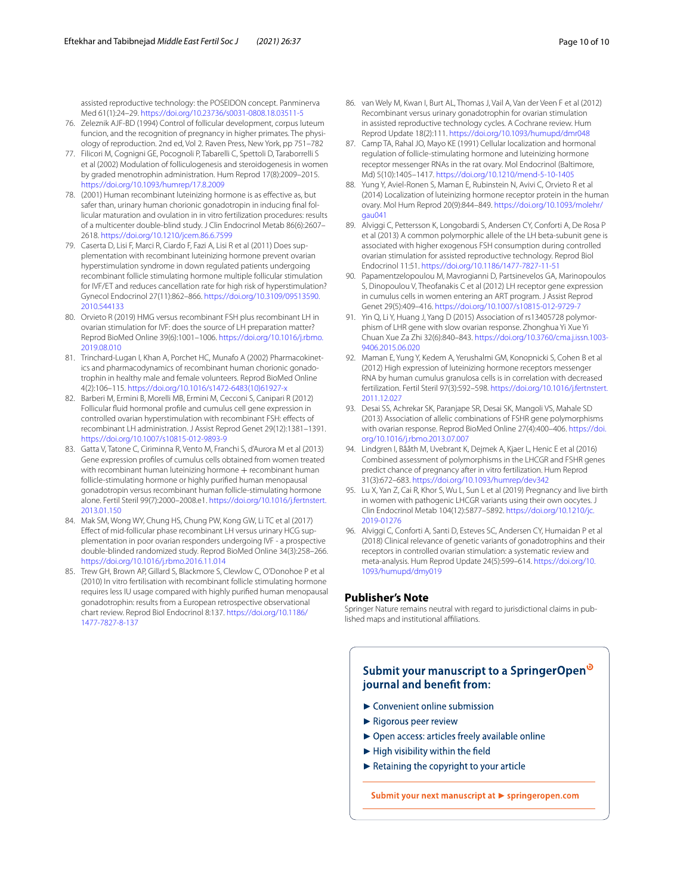assisted reproductive technology: the POSEIDON concept. Panminerva Med 61(1):24–29. https://doi.org/10.23736/s0031-0808.18.03511-5

76. Zeleznik AJF-BD (1994) Control of follicular development, corpus luteum funcion, and the recognition of pregnancy in higher primates. The physiology of reproduction. 2nd ed, Vol 2. Raven Press, New York, pp 751–782
77. Filicori M, Cognigni GE, Pocognoli P, Tabarelli C, Spettoli D, Taraborrelli S et al (2002) Modulation of folliculogenesis and steroidogenesis in women by graded menotrophin administration. Hum Reprod 17(8):2009–2015. https://doi.org/10.1093/humrep/17.8.2009
78. (2001) Human recombinant luteinizing hormone is as effective as, but safer than, urinary human chorionic gonadotropin in inducing final follicular maturation and ovulation in in vitro fertilization procedures: results of a multicenter double-blind study. J Clin Endocrinol Metab 86(6):2607–2618. https://doi.org/10.1210/jcem.86.6.7599
79. Caserta D, Lisi F, Marci R, Ciardo F, Fazi A, Lisi R et al (2011) Does supplementation with recombinant luteinizing hormone prevent ovarian hyperstimulation syndrome in down regulated patients undergoing recombinant follicle stimulating hormone multiple follicular stimulation for IVF/ET and reduces cancellation rate for high risk of hyperstimulation? Gynecol Endocrinol 27(11):862–866. https://doi.org/10.3109/09513590.2010.544133
80. Orvieto R (2019) HMG versus recombinant FSH plus recombinant LH in ovarian stimulation for IVF: does the source of LH preparation matter? Reprod BioMed Online 39(6):1001–1006. https://doi.org/10.1016/j.rbmo.2019.08.010
81. Trinchard-Lugan I, Khan A, Porchet HC, Munafo A (2002) Pharmacokinetics and pharmacodynamics of recombinant human chorionic gonadotrophin in healthy male and female volunteers. Reprod BioMed Online 4(2):106–115. https://doi.org/10.1016/s1472-6483(10)61927-x
82. Barberi M, Ermini B, Morelli MB, Ermini S, Cecconi S, Canipari R (2012) Follicular fluid hormonal profile and cumulus cell gene expression in controlled ovarian hyperstimulation with recombinant FSH: effects of recombinant LH administration. J Assist Reprod Genet 29(12):1381–1391. https://doi.org/10.1007/s10815-012-9893-9
83. Gatta V, Tatone C, Ciriminna R, Vento M, Franchi S, d'Aurora M et al (2013) Gene expression profiles of cumulus cells obtained from women treated with recombinant human luteinizing hormone + recombinant human follicle-stimulating hormone or highly purified human menopausal gonadotropin versus recombinant human follicle-stimulating hormone alone. Fertil Steril 99(7):2000–2008.e1. https://doi.org/10.1016/j.fertnstert.2013.01.150
84. Mak SM, Wong WY, Chung HS, Chung PW, Kong GW, Li TC et al (2017) Effect of mid-follicular phase recombinant LH versus urinary HCG supplementation in poor ovarian responders undergoing IVF - a prospective double-blinded randomized study. Reprod BioMed Online 34(3):258–266. https://doi.org/10.1016/j.rbmo.2016.11.014
85. Trew GH, Brown AP, Gillard S, Blackmore S, Clewlow C, O'Donohoe P et al (2010) In vitro fertilisation with recombinant follicle stimulating hormone requires less IU usage compared with highly purified human menopausal gonadotrophin: results from a European retrospective observational chart review. Reprod Biol Endocrinol 8:137. https://doi.org/10.1186/1477-7827-8-137
86. van Wely M, Kwan I, Burt AL, Thomas J, Vail A, Van der Veen F et al (2012) Recombinant versus urinary gonadotrophin for ovarian stimulation in assisted reproductive technology cycles. A Cochrane review. Hum Reprod Update 18(2):111. https://doi.org/10.1093/humupd/dmr048
87. Camp TA, Rahal JO, Mayo KE (1991) Cellular localization and hormonal regulation of follicle-stimulating hormone and luteinizing hormone receptor messenger RNAs in the rat ovary. Mol Endocrinol (Baltimore, Md) 5(10):1405–1417. https://doi.org/10.1210/mend-5-10-1405
88. Yung Y, Aviel-Ronen S, Maman E, Rubinstein N, Avivi C, Orvieto R et al (2014) Localization of luteinizing hormone receptor protein in the human ovary. Mol Hum Reprod 20(9):844–849. https://doi.org/10.1093/molehr/gau041
89. Alviggi C, Pettersson K, Longobardi S, Andersen CY, Conforti A, De Rosa P et al (2013) A common polymorphic allele of the LH beta-subunit gene is associated with higher exogenous FSH consumption during controlled ovarian stimulation for assisted reproductive technology. Reprod Biol Endocrinol 11:51. https://doi.org/10.1186/1477-7827-11-51
90. Papamentzelopoulou M, Mavrogianni D, Partsinevelos GA, Marinopoulos S, Dinopoulou V, Theofanakis C et al (2012) LH receptor gene expression in cumulus cells in women entering an ART program. J Assist Reprod Genet 29(5):409–416. https://doi.org/10.1007/s10815-012-9729-7
91. Yin Q, Li Y, Huang J, Yang D (2015) Association of rs13405728 polymorphism of LHR gene with slow ovarian response. Zhonghua Yi Xue Yi Chuan Xue Za Zhi 32(6):840–843. https://doi.org/10.3760/cma.j.issn.1003-9406.2015.06.020
92. Maman E, Yung Y, Kedem A, Yerushalmi GM, Konopnicki S, Cohen B et al (2012) High expression of luteinizing hormone receptors messenger RNA by human cumulus granulosa cells is in correlation with decreased fertilization. Fertil Steril 97(3):592–598. https://doi.org/10.1016/j.fertnstert.2011.12.027
93. Desai SS, Achrekar SK, Paranjape SR, Desai SK, Mangoli VS, Mahale SD (2013) Association of allelic combinations of FSHR gene polymorphisms with ovarian response. Reprod BioMed Online 27(4):400–406. https://doi.org/10.1016/j.rbmo.2013.07.007
94. Lindgren I, Bååth M, Uvebrant K, Dejmek A, Kjaer L, Henic E et al (2016) Combined assessment of polymorphisms in the LHCGR and FSHR genes predict chance of pregnancy after in vitro fertilization. Hum Reprod 31(3):672–683. https://doi.org/10.1093/humrep/dev342
95. Lu X, Yan Z, Cai R, Khor S, Wu L, Sun L et al (2019) Pregnancy and live birth in women with pathogenic LHCGR variants using their own oocytes. J Clin Endocrinol Metab 104(12):5877–5892. https://doi.org/10.1210/jc.2019-01276
96. Alviggi C, Conforti A, Santi D, Esteves SC, Andersen CY, Humaidan P et al (2018) Clinical relevance of genetic variants of gonadotrophins and their receptors in controlled ovarian stimulation: a systematic review and meta-analysis. Hum Reprod Update 24(5):599–614. https://doi.org/10.1093/humupd/dmy019

## Publisher's Note

Springer Nature remains neutral with regard to jurisdictional claims in published maps and institutional affiliations.

**Submit your manuscript to a SpringerOpen journal and benefit from:**

- ► Convenient online submission
- ► Rigorous peer review
- ► Open access: articles freely available online
- ► High visibility within the field
- ► Retaining the copyright to your article

**Submit your next manuscript at ► springeropen.com**